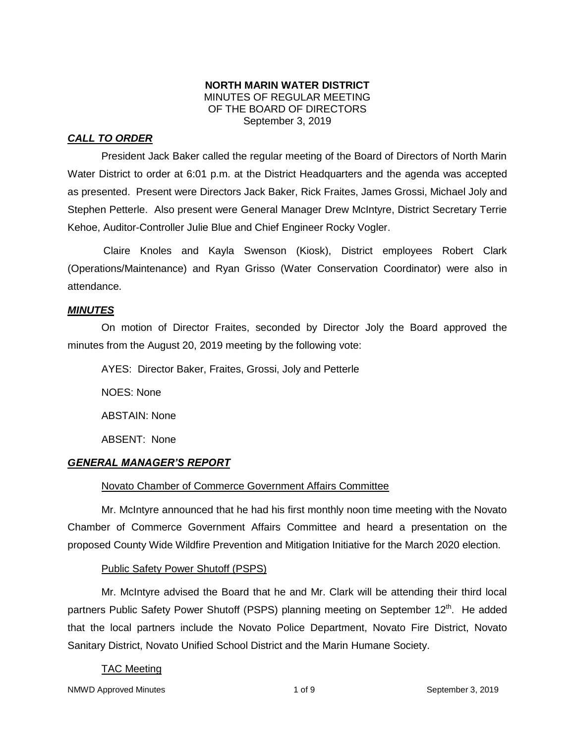**NORTH MARIN WATER DISTRICT**
MINUTES OF REGULAR MEETING
OF THE BOARD OF DIRECTORS
September 3, 2019

***CALL TO ORDER***

President Jack Baker called the regular meeting of the Board of Directors of North Marin Water District to order at 6:01 p.m. at the District Headquarters and the agenda was accepted as presented. Present were Directors Jack Baker, Rick Fraites, James Grossi, Michael Joly and Stephen Petterle. Also present were General Manager Drew McIntyre, District Secretary Terrie Kehoe, Auditor-Controller Julie Blue and Chief Engineer Rocky Vogler.

Claire Knoles and Kayla Swenson (Kiosk), District employees Robert Clark (Operations/Maintenance) and Ryan Grisso (Water Conservation Coordinator) were also in attendance.

***MINUTES***

On motion of Director Fraites, seconded by Director Joly the Board approved the minutes from the August 20, 2019 meeting by the following vote:

AYES: Director Baker, Fraites, Grossi, Joly and Petterle

NOES: None

ABSTAIN: None

ABSENT: None

***GENERAL MANAGER'S REPORT***

Novato Chamber of Commerce Government Affairs Committee

Mr. McIntyre announced that he had his first monthly noon time meeting with the Novato Chamber of Commerce Government Affairs Committee and heard a presentation on the proposed County Wide Wildfire Prevention and Mitigation Initiative for the March 2020 election.

Public Safety Power Shutoff (PSPS)

Mr. McIntyre advised the Board that he and Mr. Clark will be attending their third local partners Public Safety Power Shutoff (PSPS) planning meeting on September 12th. He added that the local partners include the Novato Police Department, Novato Fire District, Novato Sanitary District, Novato Unified School District and the Marin Humane Society.

TAC Meeting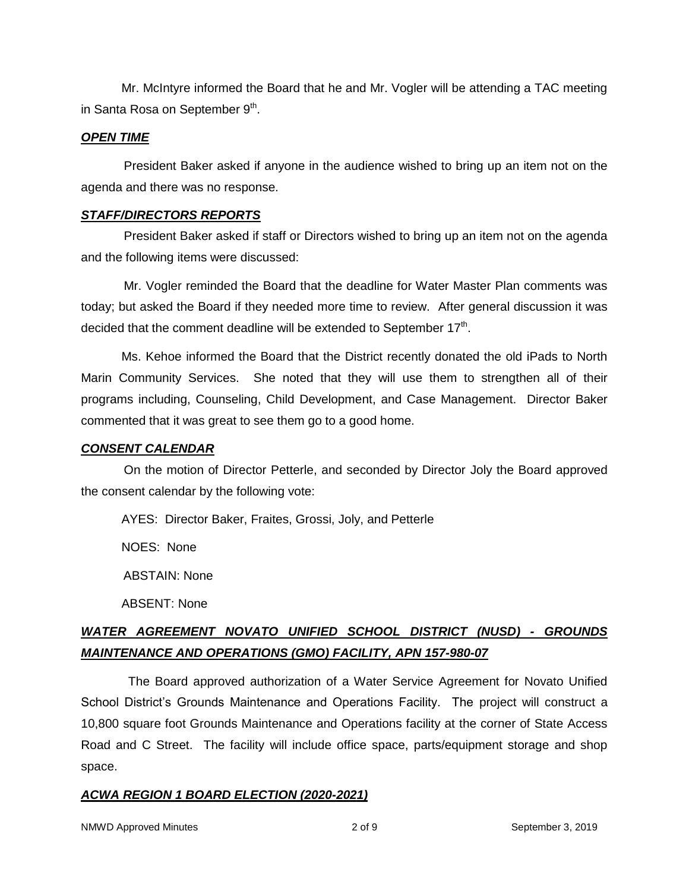Mr. McIntyre informed the Board that he and Mr. Vogler will be attending a TAC meeting in Santa Rosa on September 9th.

***OPEN TIME***

President Baker asked if anyone in the audience wished to bring up an item not on the agenda and there was no response.

***STAFF/DIRECTORS REPORTS***

President Baker asked if staff or Directors wished to bring up an item not on the agenda and the following items were discussed:

Mr. Vogler reminded the Board that the deadline for Water Master Plan comments was today; but asked the Board if they needed more time to review. After general discussion it was decided that the comment deadline will be extended to September 17th.

Ms. Kehoe informed the Board that the District recently donated the old iPads to North Marin Community Services. She noted that they will use them to strengthen all of their programs including, Counseling, Child Development, and Case Management. Director Baker commented that it was great to see them go to a good home.

***CONSENT CALENDAR***

On the motion of Director Petterle, and seconded by Director Joly the Board approved the consent calendar by the following vote:

AYES: Director Baker, Fraites, Grossi, Joly, and Petterle

NOES: None

ABSTAIN: None

ABSENT: None

***WATER AGREEMENT NOVATO UNIFIED SCHOOL DISTRICT (NUSD) - GROUNDS MAINTENANCE AND OPERATIONS (GMO) FACILITY, APN 157-980-07***

The Board approved authorization of a Water Service Agreement for Novato Unified School District's Grounds Maintenance and Operations Facility. The project will construct a 10,800 square foot Grounds Maintenance and Operations facility at the corner of State Access Road and C Street. The facility will include office space, parts/equipment storage and shop space.

***ACWA REGION 1 BOARD ELECTION (2020-2021)***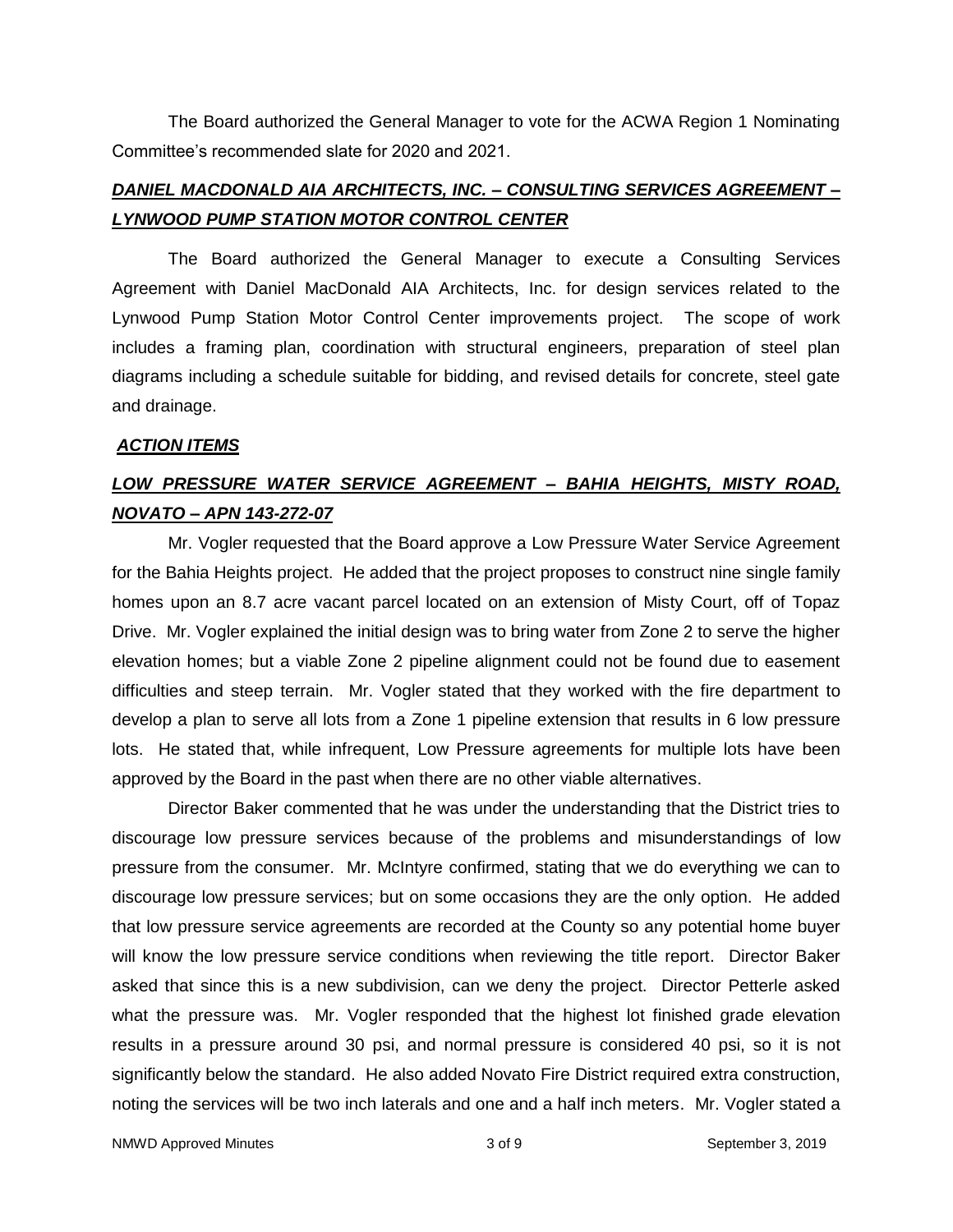The Board authorized the General Manager to vote for the ACWA Region 1 Nominating Committee's recommended slate for 2020 and 2021.

## ***DANIEL MACDONALD AIA ARCHITECTS, INC. – CONSULTING SERVICES AGREEMENT – LYNWOOD PUMP STATION MOTOR CONTROL CENTER***

The Board authorized the General Manager to execute a Consulting Services Agreement with Daniel MacDonald AIA Architects, Inc. for design services related to the Lynwood Pump Station Motor Control Center improvements project. The scope of work includes a framing plan, coordination with structural engineers, preparation of steel plan diagrams including a schedule suitable for bidding, and revised details for concrete, steel gate and drainage.

## ***ACTION ITEMS***

## ***LOW PRESSURE WATER SERVICE AGREEMENT – BAHIA HEIGHTS, MISTY ROAD, NOVATO – APN 143-272-07***

Mr. Vogler requested that the Board approve a Low Pressure Water Service Agreement for the Bahia Heights project. He added that the project proposes to construct nine single family homes upon an 8.7 acre vacant parcel located on an extension of Misty Court, off of Topaz Drive. Mr. Vogler explained the initial design was to bring water from Zone 2 to serve the higher elevation homes; but a viable Zone 2 pipeline alignment could not be found due to easement difficulties and steep terrain. Mr. Vogler stated that they worked with the fire department to develop a plan to serve all lots from a Zone 1 pipeline extension that results in 6 low pressure lots. He stated that, while infrequent, Low Pressure agreements for multiple lots have been approved by the Board in the past when there are no other viable alternatives.

Director Baker commented that he was under the understanding that the District tries to discourage low pressure services because of the problems and misunderstandings of low pressure from the consumer. Mr. McIntyre confirmed, stating that we do everything we can to discourage low pressure services; but on some occasions they are the only option. He added that low pressure service agreements are recorded at the County so any potential home buyer will know the low pressure service conditions when reviewing the title report. Director Baker asked that since this is a new subdivision, can we deny the project. Director Petterle asked what the pressure was. Mr. Vogler responded that the highest lot finished grade elevation results in a pressure around 30 psi, and normal pressure is considered 40 psi, so it is not significantly below the standard. He also added Novato Fire District required extra construction, noting the services will be two inch laterals and one and a half inch meters. Mr. Vogler stated a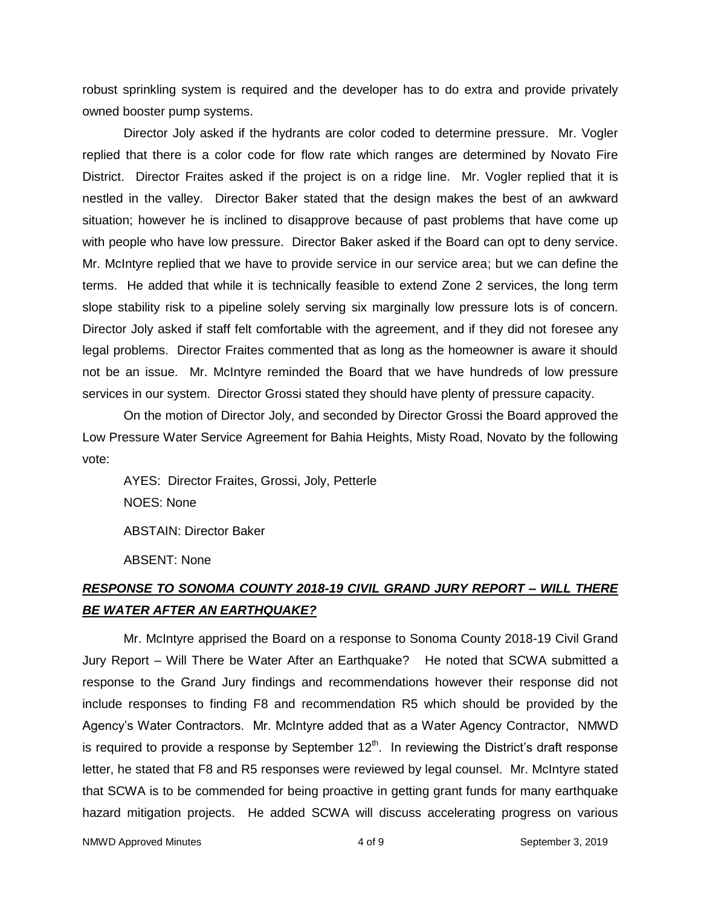robust sprinkling system is required and the developer has to do extra and provide privately owned booster pump systems.

Director Joly asked if the hydrants are color coded to determine pressure. Mr. Vogler replied that there is a color code for flow rate which ranges are determined by Novato Fire District. Director Fraites asked if the project is on a ridge line. Mr. Vogler replied that it is nestled in the valley. Director Baker stated that the design makes the best of an awkward situation; however he is inclined to disapprove because of past problems that have come up with people who have low pressure. Director Baker asked if the Board can opt to deny service. Mr. McIntyre replied that we have to provide service in our service area; but we can define the terms. He added that while it is technically feasible to extend Zone 2 services, the long term slope stability risk to a pipeline solely serving six marginally low pressure lots is of concern. Director Joly asked if staff felt comfortable with the agreement, and if they did not foresee any legal problems. Director Fraites commented that as long as the homeowner is aware it should not be an issue. Mr. McIntyre reminded the Board that we have hundreds of low pressure services in our system. Director Grossi stated they should have plenty of pressure capacity.

On the motion of Director Joly, and seconded by Director Grossi the Board approved the Low Pressure Water Service Agreement for Bahia Heights, Misty Road, Novato by the following vote:

AYES: Director Fraites, Grossi, Joly, Petterle

NOES: None

ABSTAIN: Director Baker

ABSENT: None

***RESPONSE TO SONOMA COUNTY 2018-19 CIVIL GRAND JURY REPORT – WILL THERE BE WATER AFTER AN EARTHQUAKE?***

Mr. McIntyre apprised the Board on a response to Sonoma County 2018-19 Civil Grand Jury Report – Will There be Water After an Earthquake? He noted that SCWA submitted a response to the Grand Jury findings and recommendations however their response did not include responses to finding F8 and recommendation R5 which should be provided by the Agency's Water Contractors. Mr. McIntyre added that as a Water Agency Contractor, NMWD is required to provide a response by September 12th. In reviewing the District's draft response letter, he stated that F8 and R5 responses were reviewed by legal counsel. Mr. McIntyre stated that SCWA is to be commended for being proactive in getting grant funds for many earthquake hazard mitigation projects. He added SCWA will discuss accelerating progress on various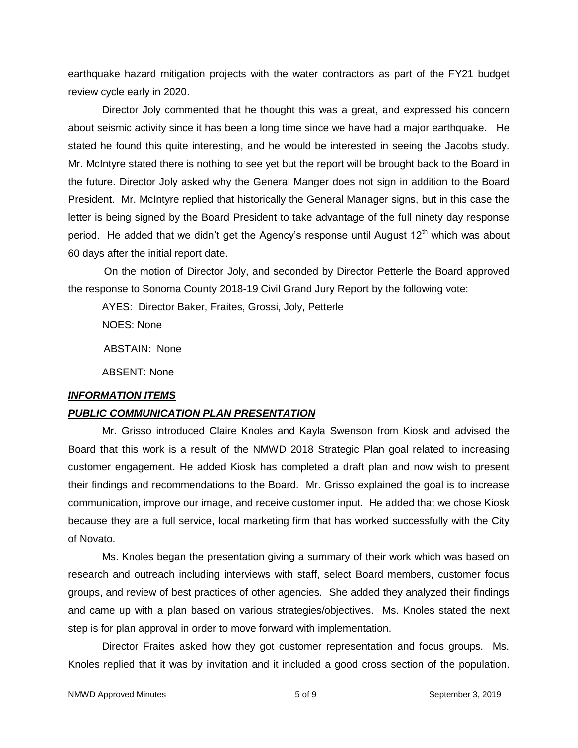earthquake hazard mitigation projects with the water contractors as part of the FY21 budget review cycle early in 2020.

Director Joly commented that he thought this was a great, and expressed his concern about seismic activity since it has been a long time since we have had a major earthquake. He stated he found this quite interesting, and he would be interested in seeing the Jacobs study. Mr. McIntyre stated there is nothing to see yet but the report will be brought back to the Board in the future. Director Joly asked why the General Manger does not sign in addition to the Board President. Mr. McIntyre replied that historically the General Manager signs, but in this case the letter is being signed by the Board President to take advantage of the full ninety day response period. He added that we didn't get the Agency's response until August 12th which was about 60 days after the initial report date.

On the motion of Director Joly, and seconded by Director Petterle the Board approved the response to Sonoma County 2018-19 Civil Grand Jury Report by the following vote:

AYES: Director Baker, Fraites, Grossi, Joly, Petterle

NOES: None

ABSTAIN: None

ABSENT: None

***INFORMATION ITEMS***

***PUBLIC COMMUNICATION PLAN PRESENTATION***

Mr. Grisso introduced Claire Knoles and Kayla Swenson from Kiosk and advised the Board that this work is a result of the NMWD 2018 Strategic Plan goal related to increasing customer engagement. He added Kiosk has completed a draft plan and now wish to present their findings and recommendations to the Board. Mr. Grisso explained the goal is to increase communication, improve our image, and receive customer input. He added that we chose Kiosk because they are a full service, local marketing firm that has worked successfully with the City of Novato.

Ms. Knoles began the presentation giving a summary of their work which was based on research and outreach including interviews with staff, select Board members, customer focus groups, and review of best practices of other agencies. She added they analyzed their findings and came up with a plan based on various strategies/objectives. Ms. Knoles stated the next step is for plan approval in order to move forward with implementation.

Director Fraites asked how they got customer representation and focus groups. Ms. Knoles replied that it was by invitation and it included a good cross section of the population.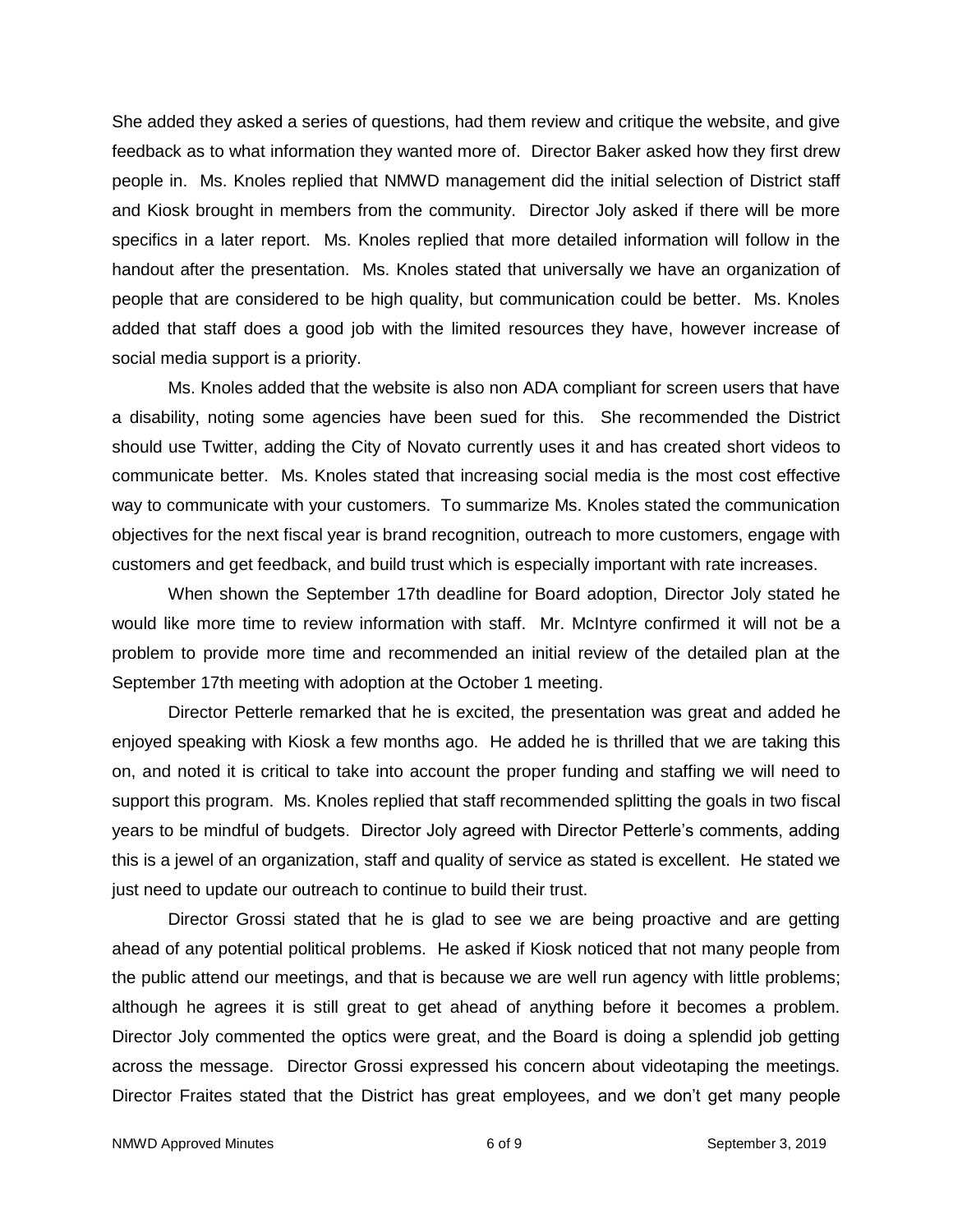She added they asked a series of questions, had them review and critique the website, and give feedback as to what information they wanted more of. Director Baker asked how they first drew people in. Ms. Knoles replied that NMWD management did the initial selection of District staff and Kiosk brought in members from the community. Director Joly asked if there will be more specifics in a later report. Ms. Knoles replied that more detailed information will follow in the handout after the presentation. Ms. Knoles stated that universally we have an organization of people that are considered to be high quality, but communication could be better. Ms. Knoles added that staff does a good job with the limited resources they have, however increase of social media support is a priority.

Ms. Knoles added that the website is also non ADA compliant for screen users that have a disability, noting some agencies have been sued for this. She recommended the District should use Twitter, adding the City of Novato currently uses it and has created short videos to communicate better. Ms. Knoles stated that increasing social media is the most cost effective way to communicate with your customers. To summarize Ms. Knoles stated the communication objectives for the next fiscal year is brand recognition, outreach to more customers, engage with customers and get feedback, and build trust which is especially important with rate increases.

When shown the September 17th deadline for Board adoption, Director Joly stated he would like more time to review information with staff. Mr. McIntyre confirmed it will not be a problem to provide more time and recommended an initial review of the detailed plan at the September 17th meeting with adoption at the October 1 meeting.

Director Petterle remarked that he is excited, the presentation was great and added he enjoyed speaking with Kiosk a few months ago. He added he is thrilled that we are taking this on, and noted it is critical to take into account the proper funding and staffing we will need to support this program. Ms. Knoles replied that staff recommended splitting the goals in two fiscal years to be mindful of budgets. Director Joly agreed with Director Petterle's comments, adding this is a jewel of an organization, staff and quality of service as stated is excellent. He stated we just need to update our outreach to continue to build their trust.

Director Grossi stated that he is glad to see we are being proactive and are getting ahead of any potential political problems. He asked if Kiosk noticed that not many people from the public attend our meetings, and that is because we are well run agency with little problems; although he agrees it is still great to get ahead of anything before it becomes a problem. Director Joly commented the optics were great, and the Board is doing a splendid job getting across the message. Director Grossi expressed his concern about videotaping the meetings. Director Fraites stated that the District has great employees, and we don't get many people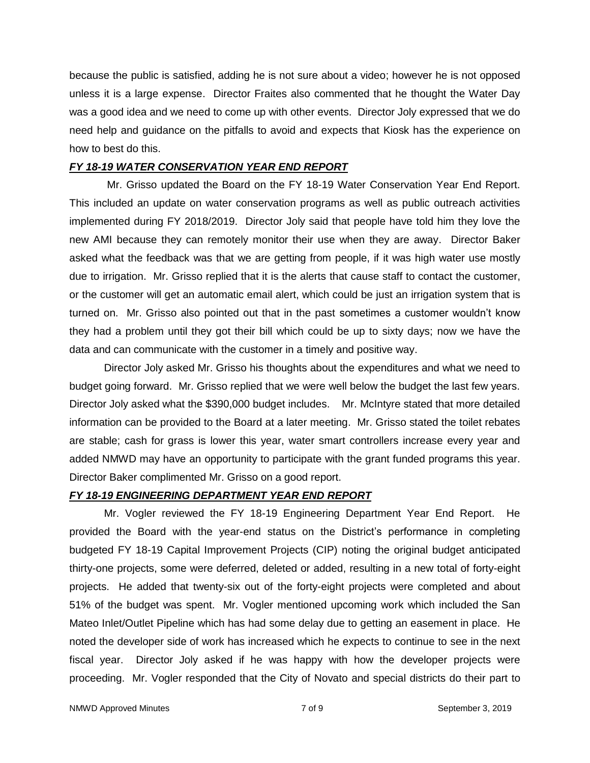because the public is satisfied, adding he is not sure about a video; however he is not opposed unless it is a large expense. Director Fraites also commented that he thought the Water Day was a good idea and we need to come up with other events. Director Joly expressed that we do need help and guidance on the pitfalls to avoid and expects that Kiosk has the experience on how to best do this.

***FY 18-19 WATER CONSERVATION YEAR END REPORT***

Mr. Grisso updated the Board on the FY 18-19 Water Conservation Year End Report. This included an update on water conservation programs as well as public outreach activities implemented during FY 2018/2019. Director Joly said that people have told him they love the new AMI because they can remotely monitor their use when they are away. Director Baker asked what the feedback was that we are getting from people, if it was high water use mostly due to irrigation. Mr. Grisso replied that it is the alerts that cause staff to contact the customer, or the customer will get an automatic email alert, which could be just an irrigation system that is turned on. Mr. Grisso also pointed out that in the past sometimes a customer wouldn't know they had a problem until they got their bill which could be up to sixty days; now we have the data and can communicate with the customer in a timely and positive way.

Director Joly asked Mr. Grisso his thoughts about the expenditures and what we need to budget going forward. Mr. Grisso replied that we were well below the budget the last few years. Director Joly asked what the $390,000 budget includes. Mr. McIntyre stated that more detailed information can be provided to the Board at a later meeting. Mr. Grisso stated the toilet rebates are stable; cash for grass is lower this year, water smart controllers increase every year and added NMWD may have an opportunity to participate with the grant funded programs this year. Director Baker complimented Mr. Grisso on a good report.

***FY 18-19 ENGINEERING DEPARTMENT YEAR END REPORT***

Mr. Vogler reviewed the FY 18-19 Engineering Department Year End Report. He provided the Board with the year-end status on the District's performance in completing budgeted FY 18-19 Capital Improvement Projects (CIP) noting the original budget anticipated thirty-one projects, some were deferred, deleted or added, resulting in a new total of forty-eight projects. He added that twenty-six out of the forty-eight projects were completed and about 51% of the budget was spent. Mr. Vogler mentioned upcoming work which included the San Mateo Inlet/Outlet Pipeline which has had some delay due to getting an easement in place. He noted the developer side of work has increased which he expects to continue to see in the next fiscal year. Director Joly asked if he was happy with how the developer projects were proceeding. Mr. Vogler responded that the City of Novato and special districts do their part to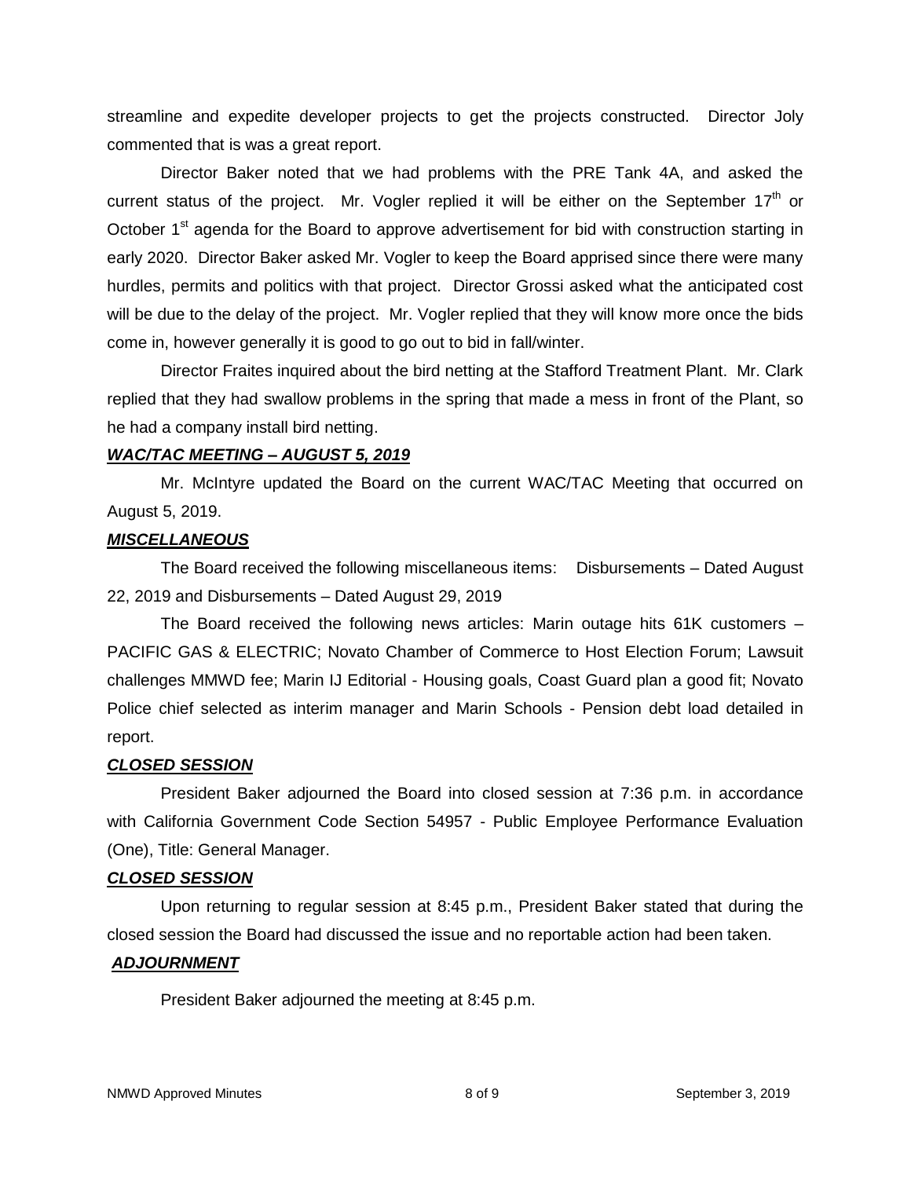streamline and expedite developer projects to get the projects constructed. Director Joly commented that is was a great report.

Director Baker noted that we had problems with the PRE Tank 4A, and asked the current status of the project. Mr. Vogler replied it will be either on the September 17th or October 1st agenda for the Board to approve advertisement for bid with construction starting in early 2020. Director Baker asked Mr. Vogler to keep the Board apprised since there were many hurdles, permits and politics with that project. Director Grossi asked what the anticipated cost will be due to the delay of the project. Mr. Vogler replied that they will know more once the bids come in, however generally it is good to go out to bid in fall/winter.

Director Fraites inquired about the bird netting at the Stafford Treatment Plant. Mr. Clark replied that they had swallow problems in the spring that made a mess in front of the Plant, so he had a company install bird netting.

***WAC/TAC MEETING – AUGUST 5, 2019***

Mr. McIntyre updated the Board on the current WAC/TAC Meeting that occurred on August 5, 2019.

***MISCELLANEOUS***

The Board received the following miscellaneous items: Disbursements – Dated August 22, 2019 and Disbursements – Dated August 29, 2019

The Board received the following news articles: Marin outage hits 61K customers – PACIFIC GAS & ELECTRIC; Novato Chamber of Commerce to Host Election Forum; Lawsuit challenges MMWD fee; Marin IJ Editorial - Housing goals, Coast Guard plan a good fit; Novato Police chief selected as interim manager and Marin Schools - Pension debt load detailed in report.

***CLOSED SESSION***

President Baker adjourned the Board into closed session at 7:36 p.m. in accordance with California Government Code Section 54957 - Public Employee Performance Evaluation (One), Title: General Manager.

***CLOSED SESSION***

Upon returning to regular session at 8:45 p.m., President Baker stated that during the closed session the Board had discussed the issue and no reportable action had been taken.

***ADJOURNMENT***

President Baker adjourned the meeting at 8:45 p.m.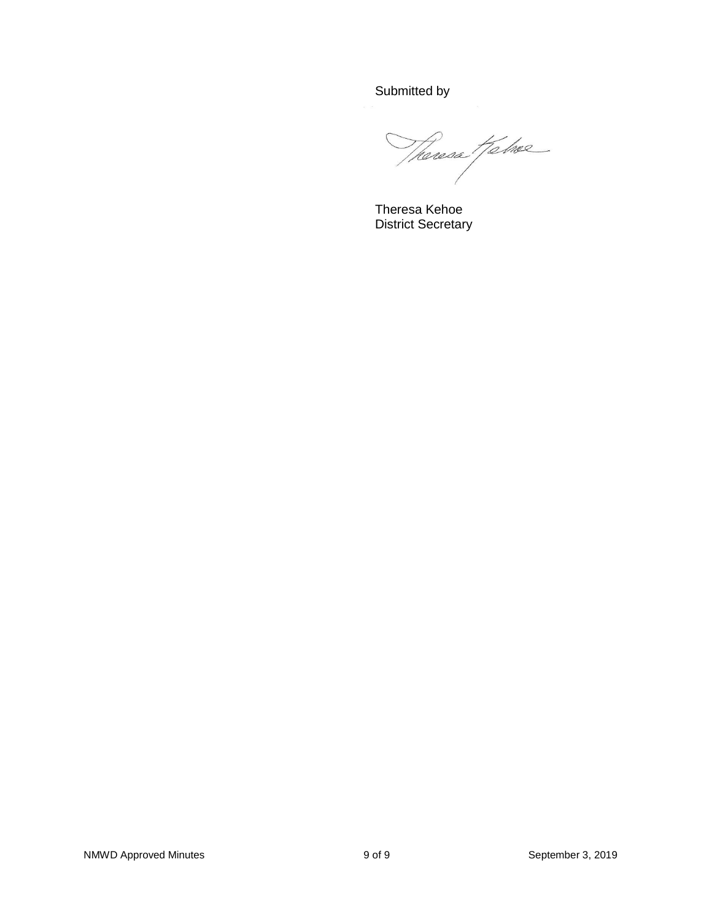Submitted by

Theresa Kehoe
District Secretary